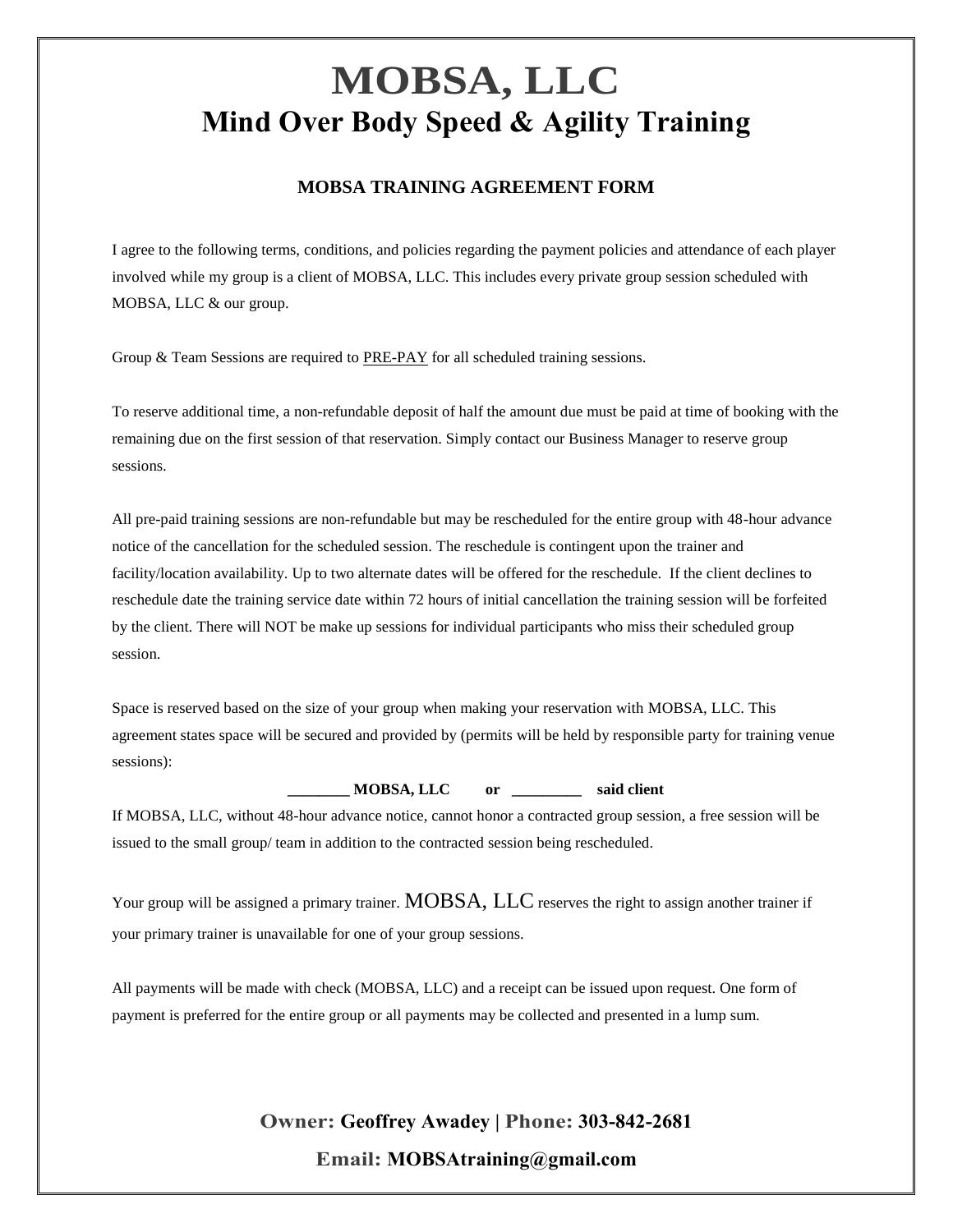# MOBSA, LLC

## Mind Over Body Speed & Agility Training

### MOBSA TRAINING AGREEMENT FORM

I agree to the following terms, conditions, and policies regarding the payment policies and attendance of each player involved while my group is a client of MOBSA, LLC. This includes every private group session scheduled with MOBSA, LLC & our group.

Group & Team Sessions are required to <u>PRE-PAY</u> for all scheduled training sessions.

To reserve additional time, a non-refundable deposit of half the amount due must be paid at time of booking with the remaining due on the first session of that reservation. Simply contact our Business Manager to reserve group sessions.

All pre-paid training sessions are non-refundable but may be rescheduled for the entire group with 48-hour advance notice of the cancellation for the scheduled session. The reschedule is contingent upon the trainer and facility/location availability. Up to two alternate dates will be offered for the reschedule. If the client declines to reschedule date the training service date within 72 hours of initial cancellation the training session will be forfeited by the client. There will NOT be make up sessions for individual participants who miss their scheduled group session.

Space is reserved based on the size of your group when making your reservation with MOBSA, LLC. This agreement states space will be secured and provided by (permits will be held by responsible party for training venue sessions):

**________ MOBSA, LLC or _________ said client**

If MOBSA, LLC, without 48-hour advance notice, cannot honor a contracted group session, a free session will be issued to the small group/ team in addition to the contracted session being rescheduled.

Your group will be assigned a primary trainer. MOBSA, LLC reserves the right to assign another trainer if your primary trainer is unavailable for one of your group sessions.

All payments will be made with check (MOBSA, LLC) and a receipt can be issued upon request. One form of payment is preferred for the entire group or all payments may be collected and presented in a lump sum.

**Owner: Geoffrey Awadey | Phone: 303-842-2681**

**Email: MOBSAtraining@gmail.com**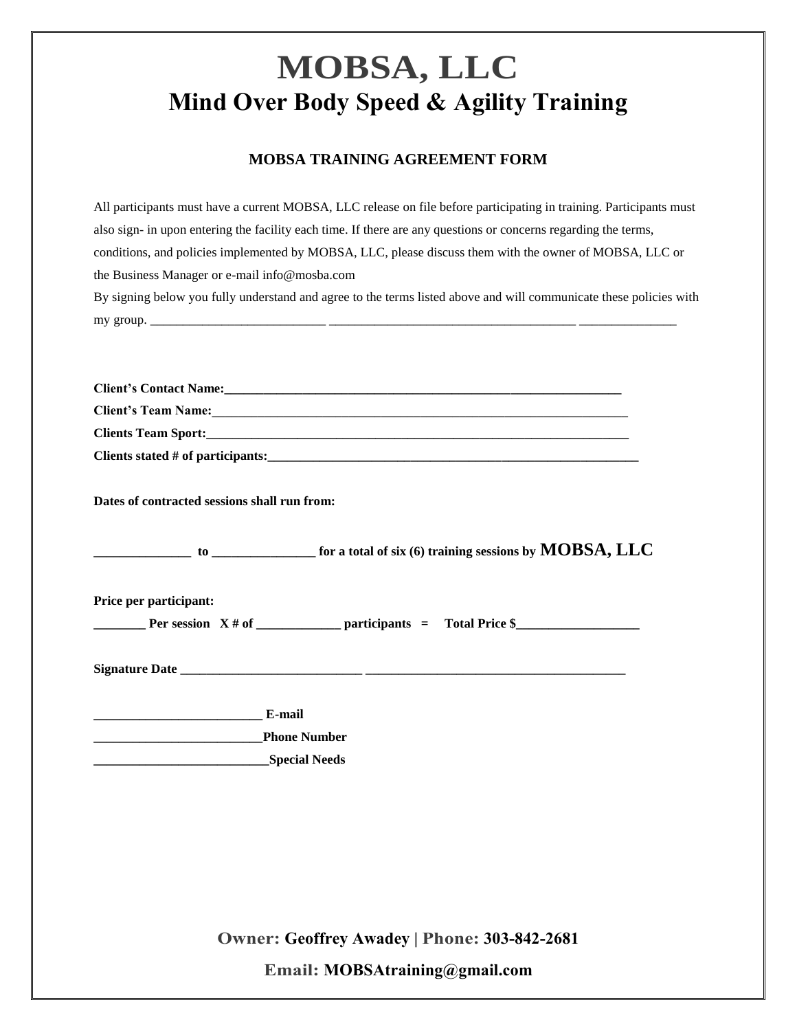# MOBSA, LLC

## Mind Over Body Speed & Agility Training

### MOBSA TRAINING AGREEMENT FORM

All participants must have a current MOBSA, LLC release on file before participating in training. Participants must also sign- in upon entering the facility each time. If there are any questions or concerns regarding the terms, conditions, and policies implemented by MOBSA, LLC, please discuss them with the owner of MOBSA, LLC or the Business Manager or e-mail info@mosba.com

By signing below you fully understand and agree to the terms listed above and will communicate these policies with my group. ___________________________ ______________________________________ _______________

**Client's Contact Name:**_____________________________________________________________

**Client's Team Name:**________________________________________________________________

**Clients Team Sport:**_________________________________________________________________

**Clients stated # of participants:**______________________________________________________

**Dates of contracted sessions shall run from:**

**_______________ to ________________ for a total of six (6) training sessions by MOBSA, LLC**

**Price per participant:**

**________ Per session X # of _____________ participants = Total Price $___________________**

**Signature Date _____________________________ _________________________________________**

**__________________________ E-mail**

**__________________________Phone Number**

**___________________________Special Needs**

**Owner: Geoffrey Awadey | Phone: 303-842-2681**

**Email: MOBSAtraining@gmail.com**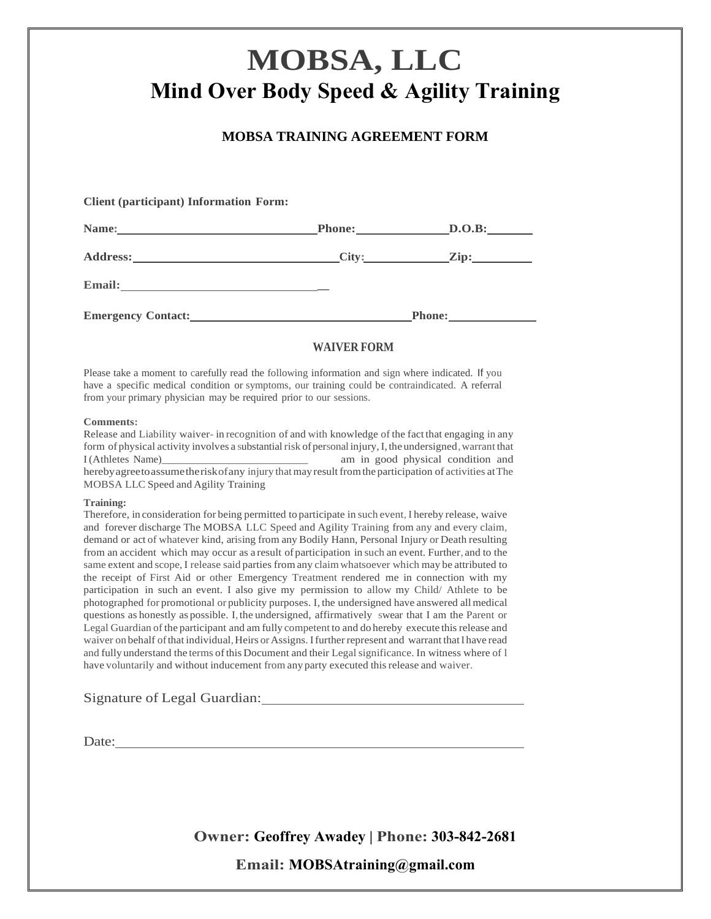# MOBSA, LLC

## Mind Over Body Speed & Agility Training

### MOBSA TRAINING AGREEMENT FORM

**Client (participant) Information Form:**

**Name:**________________________________ **Phone:**_______________ **D.O.B:**_______

**Address:**________________________________ **City:**_____________ **Zip:**_________

**Email:**________________________________

**Emergency Contact:**____________________________________ **Phone:**______________

#### WAIVER FORM

Please take a moment to carefully read the following information and sign where indicated. If you have a specific medical condition or symptoms, our training could be contraindicated. A referral from your primary physician may be required prior to our sessions.

**Comments:**

Release and Liability waiver- in recognition of and with knowledge of the fact that engaging in any form of physical activity involves a substantial risk of personal injury, I, the undersigned, warrant that I (Athletes Name)__________________________ am in good physical condition and hereby agree to assume the risk of any injury that may result from the participation of activities at The MOBSA LLC Speed and Agility Training

**Training:**

Therefore, in consideration for being permitted to participate in such event, I hereby release, waive and forever discharge The MOBSA LLC Speed and Agility Training from any and every claim, demand or act of whatever kind, arising from any Bodily Hann, Personal Injury or Death resulting from an accident which may occur as a result of participation in such an event. Further, and to the same extent and scope, I release said parties from any claim whatsoever which may be attributed to the receipt of First Aid or other Emergency Treatment rendered me in connection with my participation in such an event. I also give my permission to allow my Child/ Athlete to be photographed for promotional or publicity purposes. I, the undersigned have answered all medical questions as honestly as possible. I, the undersigned, affirmatively swear that I am the Parent or Legal Guardian of the participant and am fully competent to and do hereby execute this release and waiver on behalf of that individual, Heirs or Assigns. I further represent and warrant that I have read and fully understand the terms of this Document and their Legal significance. In witness where of l have voluntarily and without inducement from any party executed this release and waiver.

Signature of Legal Guardian:____________________________________

Date:____________________________________________________________

**Owner: Geoffrey Awadey | Phone: 303-842-2681**

**Email: MOBSAtraining@gmail.com**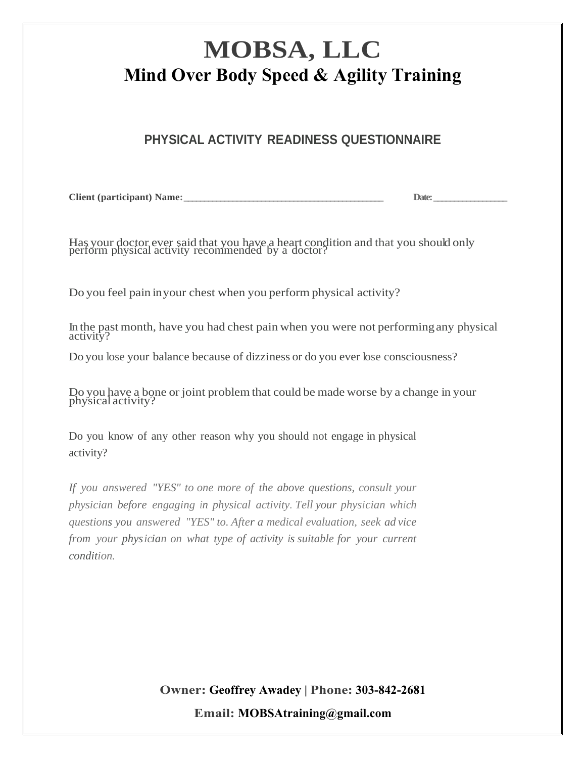# MOBSA, LLC

## Mind Over Body Speed & Agility Training

### PHYSICAL ACTIVITY READINESS QUESTIONNAIRE

**Client (participant) Name:**_______________________________________________ **Date:**_________________

Has your doctor ever said that you have a heart condition and that you should only perform physical activity recommended by a doctor?

Do you feel pain in your chest when you perform physical activity?

In the past month, have you had chest pain when you were not performing any physical activity?

Do you lose your balance because of dizziness or do you ever lose consciousness?

Do you have a bone or joint problem that could be made worse by a change in your physical activity?

Do you know of any other reason why you should not engage in physical activity?

*If you answered "YES" to one more of the above questions, consult your physician before engaging in physical activity. Tell your physician which questions you answered "YES" to. After a medical evaluation, seek ad vice from your physician on what type of activity is suitable for your current condition.*

**Owner: Geoffrey Awadey | Phone: 303-842-2681**

**Email: MOBSAtraining@gmail.com**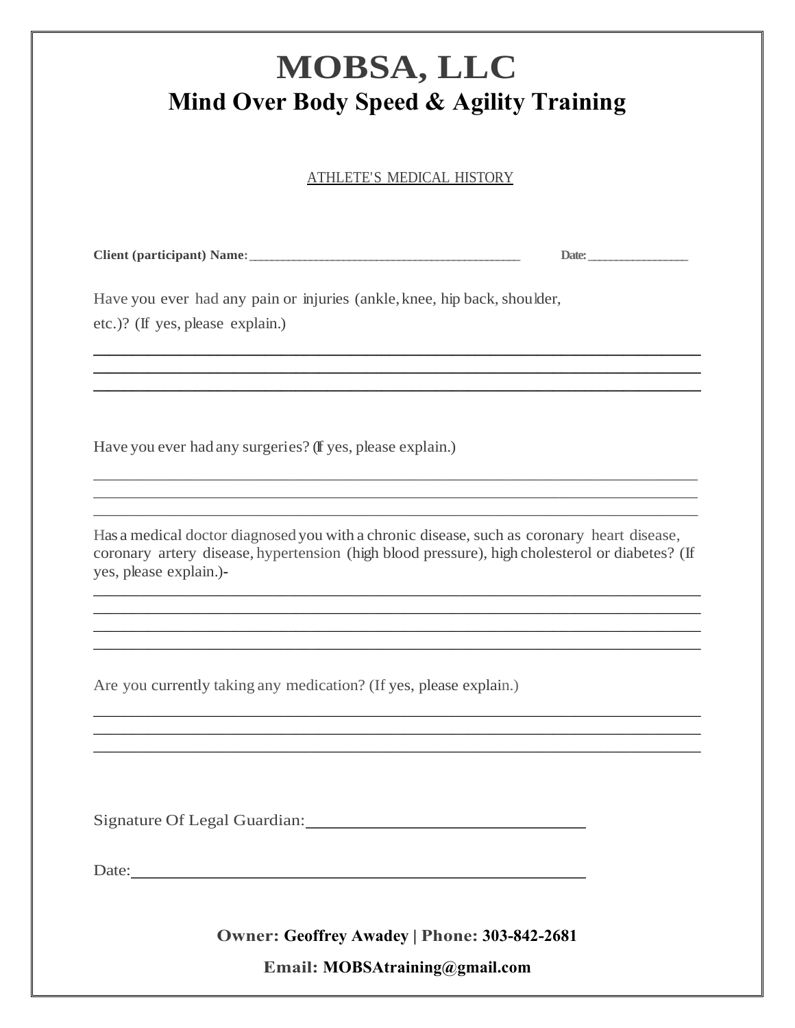# MOBSA, LLC

## Mind Over Body Speed & Agility Training

ATHLETE'S MEDICAL HISTORY

**Client (participant) Name:**_______________________________________________ **Date:**_________________

Have you ever had any pain or injuries (ankle, knee, hip back, shoulder, etc.)? (If yes, please explain.)

___________________________________________________________________________
___________________________________________________________________________
___________________________________________________________________________

Have you ever had any surgeries? (If yes, please explain.)

___________________________________________________________________________
___________________________________________________________________________
___________________________________________________________________________

Has a medical doctor diagnosed you with a chronic disease, such as coronary heart disease, coronary artery disease, hypertension (high blood pressure), high cholesterol or diabetes? (If yes, please explain.)-

___________________________________________________________________________
___________________________________________________________________________
___________________________________________________________________________
___________________________________________________________________________

Are you currently taking any medication? (If yes, please explain.)

___________________________________________________________________________
___________________________________________________________________________
___________________________________________________________________________

Signature Of Legal Guardian:_________________________________

Date:_______________________________________________________

**Owner: Geoffrey Awadey | Phone: 303-842-2681**

**Email: MOBSAtraining@gmail.com**